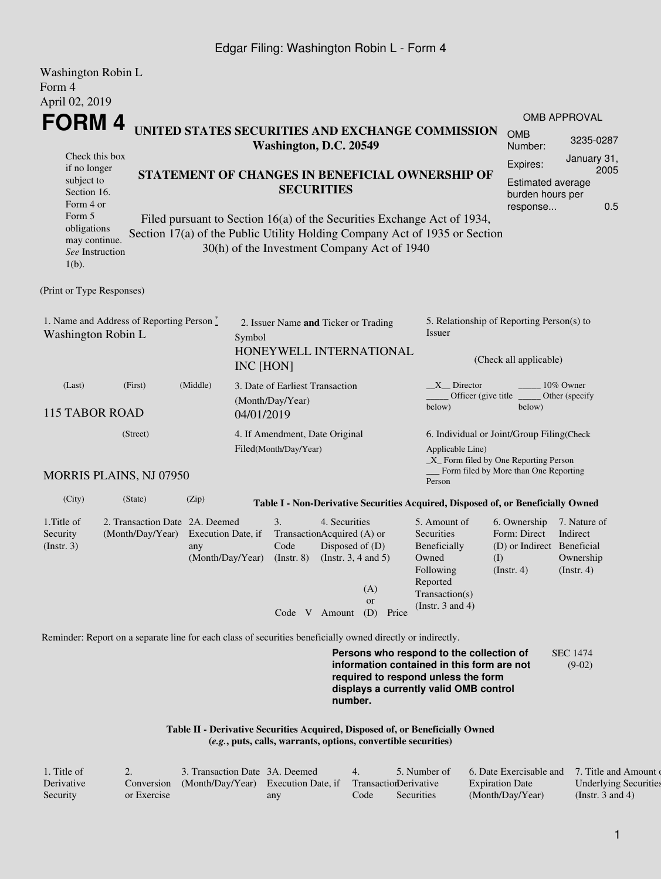Washington Robin L
Form 4
April 02, 2019

# FORM 4

**UNITED STATES SECURITIES AND EXCHANGE COMMISSION**
**Washington, D.C. 20549**

Check this box if no longer subject to Section 16. Form 4 or Form 5 obligations may continue. *See* Instruction 1(b).

**STATEMENT OF CHANGES IN BENEFICIAL OWNERSHIP OF SECURITIES**

Filed pursuant to Section 16(a) of the Securities Exchange Act of 1934, Section 17(a) of the Public Utility Holding Company Act of 1935 or Section 30(h) of the Investment Company Act of 1940

| OMB APPROVAL | |
|---|---|
| OMB Number: | 3235-0287 |
| Expires: | January 31, 2005 |
| Estimated average burden hours per response... | 0.5 |

(Print or Type Responses)

1. Name and Address of Reporting Person *
Washington Robin L

(Last) (First) (Middle)

115 TABOR ROAD

(Street)

MORRIS PLAINS, NJ 07950

(City) (State) (Zip)

2. Issuer Name **and** Ticker or Trading Symbol
HONEYWELL INTERNATIONAL INC [HON]

3. Date of Earliest Transaction (Month/Day/Year)
04/01/2019

4. If Amendment, Date Original Filed(Month/Day/Year)

5. Relationship of Reporting Person(s) to Issuer

(Check all applicable)

\_\_X\_\_ Director \_\_\_\_\_ 10% Owner
\_\_\_\_\_ Officer (give title below) \_\_\_\_\_ Other (specify below)

6. Individual or Joint/Group Filing(Check Applicable Line)
\_X\_ Form filed by One Reporting Person
\_\_\_ Form filed by More than One Reporting Person

**Table I - Non-Derivative Securities Acquired, Disposed of, or Beneficially Owned**

| 1.Title of Security (Instr. 3) | 2. Transaction Date (Month/Day/Year) | 2A. Deemed Execution Date, if any (Month/Day/Year) | 3. Transaction Code (Instr. 8) | | 4. Securities Acquired (A) or Disposed of (D) (Instr. 3, 4 and 5) | | | 5. Amount of Securities Beneficially Owned Following Reported Transaction(s) (Instr. 3 and 4) | 6. Ownership Form: Direct (D) or Indirect (I) (Instr. 4) | 7. Nature of Indirect Beneficial Ownership (Instr. 4) |
|---|---|---|---|---|---|---|---|---|---|---|
| | | | Code | V | Amount | (A) or (D) | Price | | | |

Reminder: Report on a separate line for each class of securities beneficially owned directly or indirectly.

**Persons who respond to the collection of information contained in this form are not required to respond unless the form displays a currently valid OMB control number.**

SEC 1474 (9-02)

**Table II - Derivative Securities Acquired, Disposed of, or Beneficially Owned**
**(*e.g.*, puts, calls, warrants, options, convertible securities)**

| 1. Title of Derivative Security | 2. Conversion or Exercise | 3. Transaction Date (Month/Day/Year) | 3A. Deemed Execution Date, if any | 4. Transaction Code | 5. Number of Derivative Securities | 6. Date Exercisable and Expiration Date (Month/Day/Year) | 7. Title and Amount of Underlying Securities (Instr. 3 and 4) |
|---|---|---|---|---|---|---|---|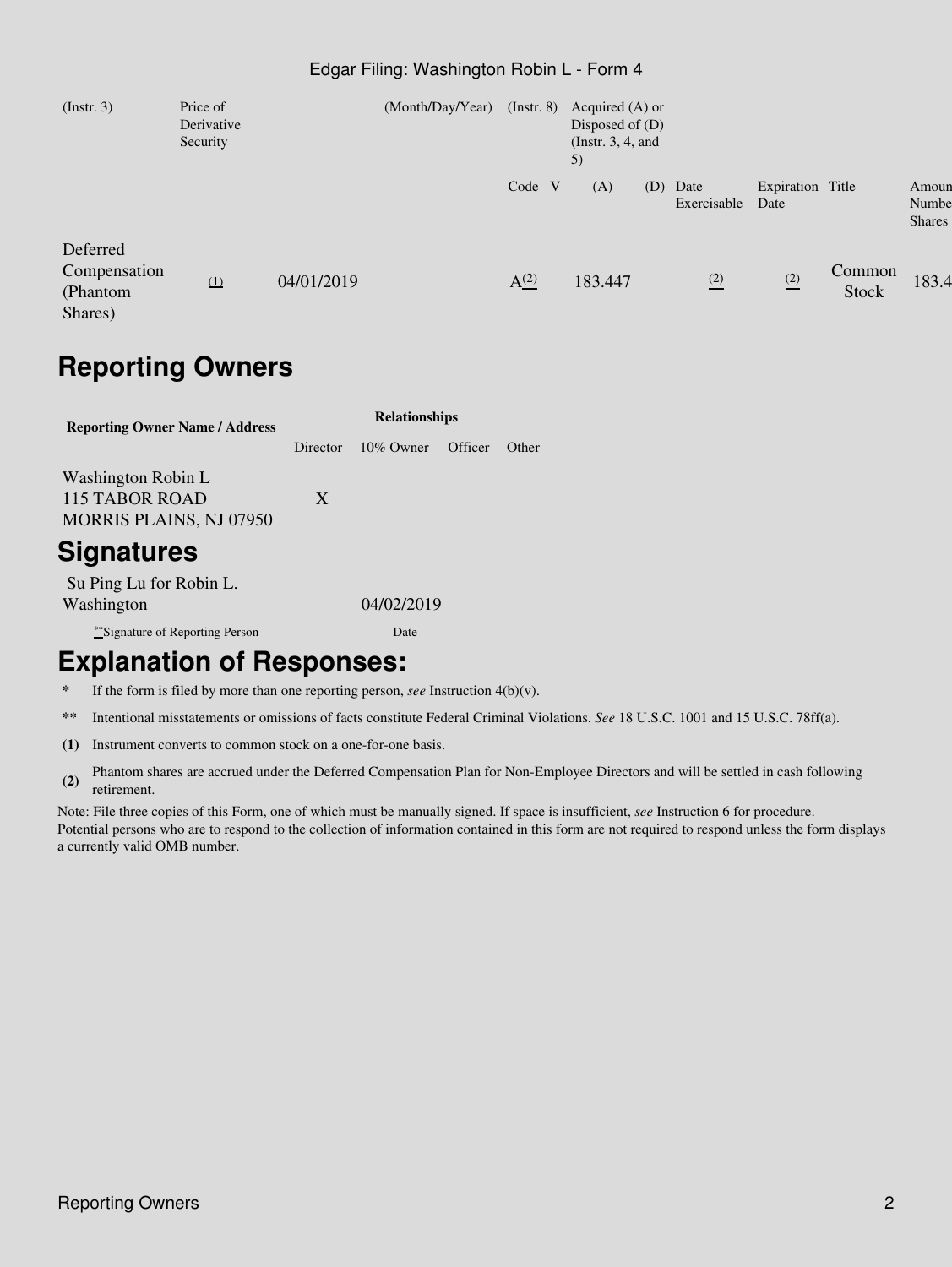| (Instr. 3) | Price of Derivative Security | | (Month/Day/Year) | (Instr. 8) | | Acquired (A) or Disposed of (D) (Instr. 3, 4, and 5) | | | | | Amoun Numbe Shares |
|---|---|---|---|---|---|---|---|---|---|---|---|
| | | | | Code | V | (A) | (D) | Date Exercisable | Expiration Date | Title | |
| Deferred Compensation (Phantom Shares) | (1) | 04/01/2019 | | A (2) | | 183.447 | | (2) | (2) | Common Stock | 183.4 |

## Reporting Owners

| Reporting Owner Name / Address | Relationships | | | |
|---|---|---|---|---|
| | Director | 10% Owner | Officer | Other |
| Washington Robin L<br>115 TABOR ROAD<br>MORRIS PLAINS, NJ 07950 | X | | | |

## Signatures

| | |
|---|---|
| Su Ping Lu for Robin L. Washington | 04/02/2019 |
| **Signature of Reporting Person | Date |

## Explanation of Responses:

- \* If the form is filed by more than one reporting person, *see* Instruction 4(b)(v).
- \*\* Intentional misstatements or omissions of facts constitute Federal Criminal Violations. *See* 18 U.S.C. 1001 and 15 U.S.C. 78ff(a).
- **(1)** Instrument converts to common stock on a one-for-one basis.
- **(2)** Phantom shares are accrued under the Deferred Compensation Plan for Non-Employee Directors and will be settled in cash following retirement.

Note: File three copies of this Form, one of which must be manually signed. If space is insufficient, *see* Instruction 6 for procedure.
Potential persons who are to respond to the collection of information contained in this form are not required to respond unless the form displays a currently valid OMB number.